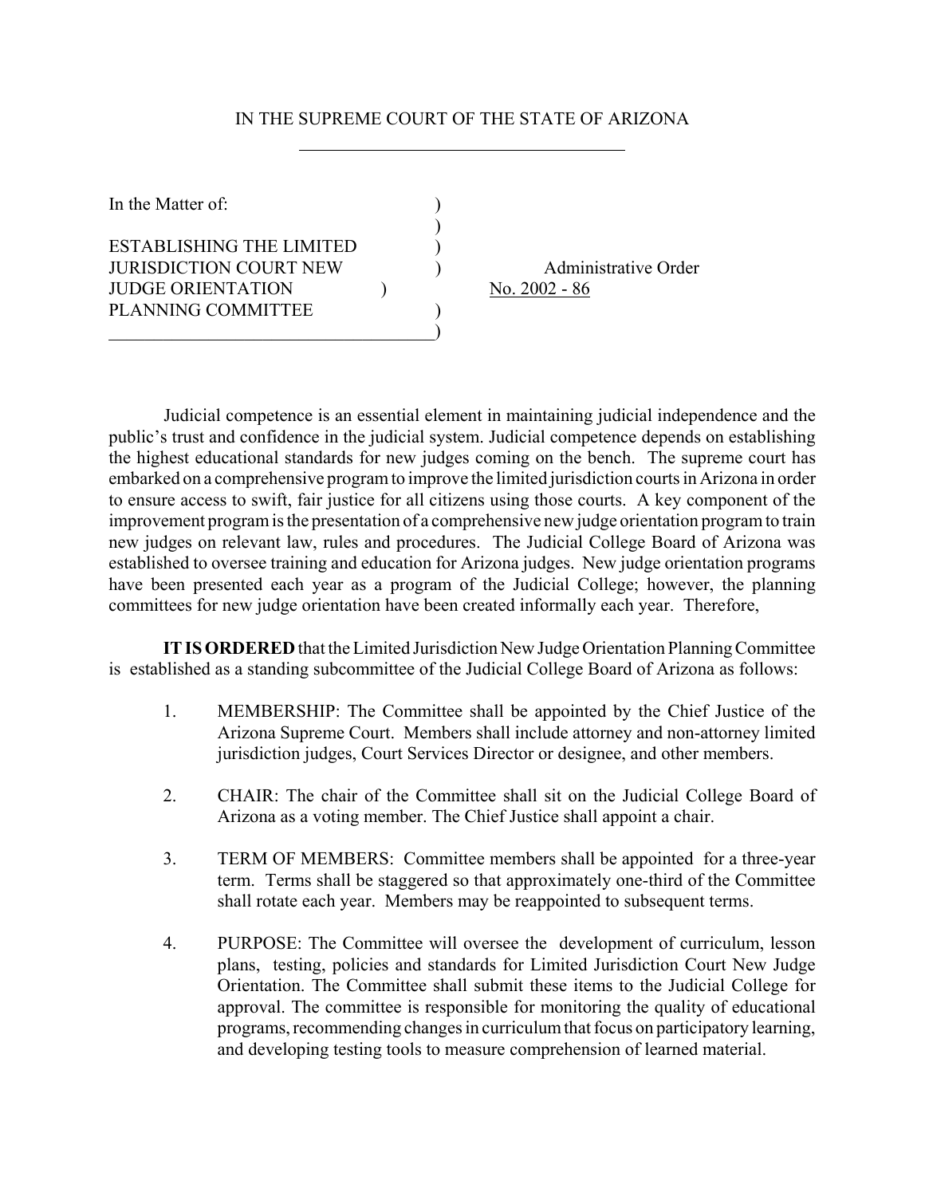IN THE SUPREME COURT OF THE STATE OF ARIZONA

In the Matter of:

ESTABLISHING THE LIMITED JURISDICTION COURT NEW JUDGE ORIENTATION PLANNING COMMITTEE

Administrative Order No. 2002 - 86

Judicial competence is an essential element in maintaining judicial independence and the public's trust and confidence in the judicial system. Judicial competence depends on establishing the highest educational standards for new judges coming on the bench. The supreme court has embarked on a comprehensive program to improve the limited jurisdiction courts in Arizona in order to ensure access to swift, fair justice for all citizens using those courts. A key component of the improvement program is the presentation of a comprehensive new judge orientation program to train new judges on relevant law, rules and procedures. The Judicial College Board of Arizona was established to oversee training and education for Arizona judges. New judge orientation programs have been presented each year as a program of the Judicial College; however, the planning committees for new judge orientation have been created informally each year. Therefore,

**IT IS ORDERED** that the Limited Jurisdiction New Judge Orientation Planning Committee is established as a standing subcommittee of the Judicial College Board of Arizona as follows:

1. MEMBERSHIP: The Committee shall be appointed by the Chief Justice of the Arizona Supreme Court. Members shall include attorney and non-attorney limited jurisdiction judges, Court Services Director or designee, and other members.

2. CHAIR: The chair of the Committee shall sit on the Judicial College Board of Arizona as a voting member. The Chief Justice shall appoint a chair.

3. TERM OF MEMBERS: Committee members shall be appointed for a three-year term. Terms shall be staggered so that approximately one-third of the Committee shall rotate each year. Members may be reappointed to subsequent terms.

4. PURPOSE: The Committee will oversee the development of curriculum, lesson plans, testing, policies and standards for Limited Jurisdiction Court New Judge Orientation. The Committee shall submit these items to the Judicial College for approval. The committee is responsible for monitoring the quality of educational programs, recommending changes in curriculum that focus on participatory learning, and developing testing tools to measure comprehension of learned material.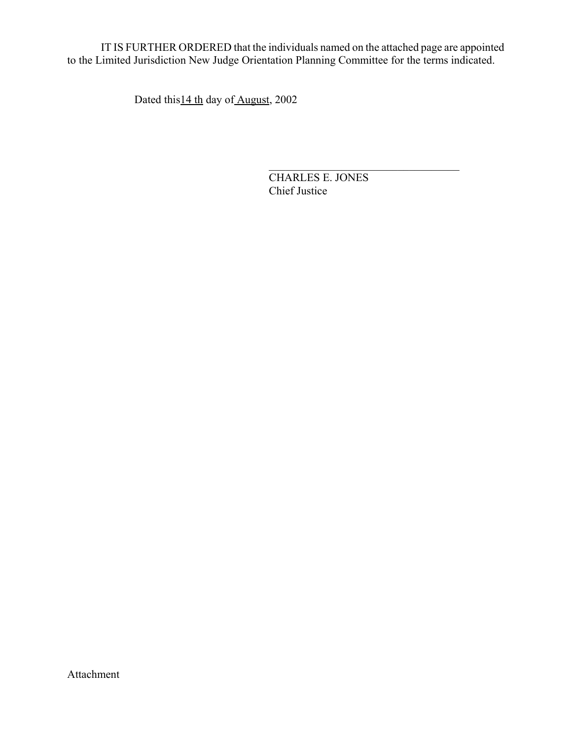IT IS FURTHER ORDERED that the individuals named on the attached page are appointed to the Limited Jurisdiction New Judge Orientation Planning Committee for the terms indicated.

Dated this 14 th day of August, 2002

_______________________________

CHARLES E. JONES
Chief Justice

Attachment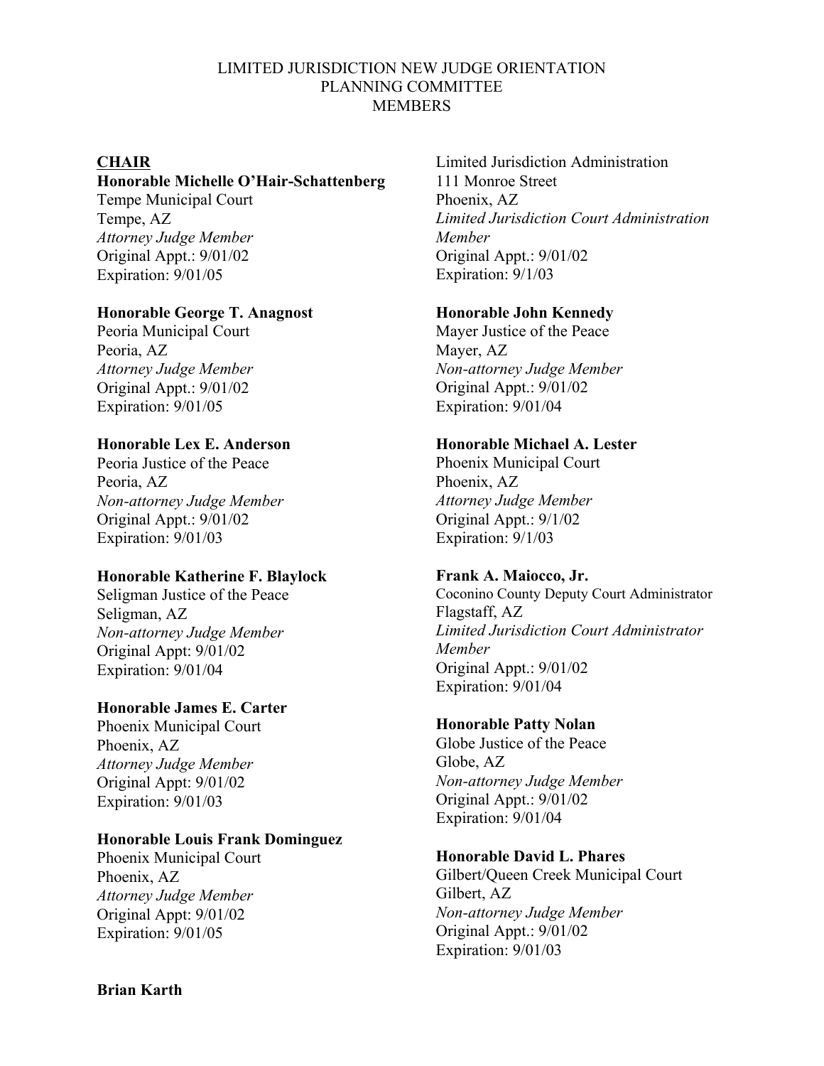LIMITED JURISDICTION NEW JUDGE ORIENTATION
PLANNING COMMITTEE
MEMBERS

**CHAIR**

**Honorable Michelle O'Hair-Schattenberg**
Tempe Municipal Court
Tempe, AZ
*Attorney Judge Member*
Original Appt.: 9/01/02
Expiration: 9/01/05

**Honorable George T. Anagnost**
Peoria Municipal Court
Peoria, AZ
*Attorney Judge Member*
Original Appt.: 9/01/02
Expiration: 9/01/05

**Honorable Lex E. Anderson**
Peoria Justice of the Peace
Peoria, AZ
*Non-attorney Judge Member*
Original Appt.: 9/01/02
Expiration: 9/01/03

**Honorable Katherine F. Blaylock**
Seligman Justice of the Peace
Seligman, AZ
*Non-attorney Judge Member*
Original Appt: 9/01/02
Expiration: 9/01/04

**Honorable James E. Carter**
Phoenix Municipal Court
Phoenix, AZ
*Attorney Judge Member*
Original Appt: 9/01/02
Expiration: 9/01/03

**Honorable Louis Frank Dominguez**
Phoenix Municipal Court
Phoenix, AZ
*Attorney Judge Member*
Original Appt: 9/01/02
Expiration: 9/01/05

**Brian Karth**
Limited Jurisdiction Administration
111 Monroe Street
Phoenix, AZ
*Limited Jurisdiction Court Administration Member*
Original Appt.: 9/01/02
Expiration: 9/1/03

**Honorable John Kennedy**
Mayer Justice of the Peace
Mayer, AZ
*Non-attorney Judge Member*
Original Appt.: 9/01/02
Expiration: 9/01/04

**Honorable Michael A. Lester**
Phoenix Municipal Court
Phoenix, AZ
*Attorney Judge Member*
Original Appt.: 9/1/02
Expiration: 9/1/03

**Frank A. Maiocco, Jr.**
Coconino County Deputy Court Administrator
Flagstaff, AZ
*Limited Jurisdiction Court Administrator Member*
Original Appt.: 9/01/02
Expiration: 9/01/04

**Honorable Patty Nolan**
Globe Justice of the Peace
Globe, AZ
*Non-attorney Judge Member*
Original Appt.: 9/01/02
Expiration: 9/01/04

**Honorable David L. Phares**
Gilbert/Queen Creek Municipal Court
Gilbert, AZ
*Non-attorney Judge Member*
Original Appt.: 9/01/02
Expiration: 9/01/03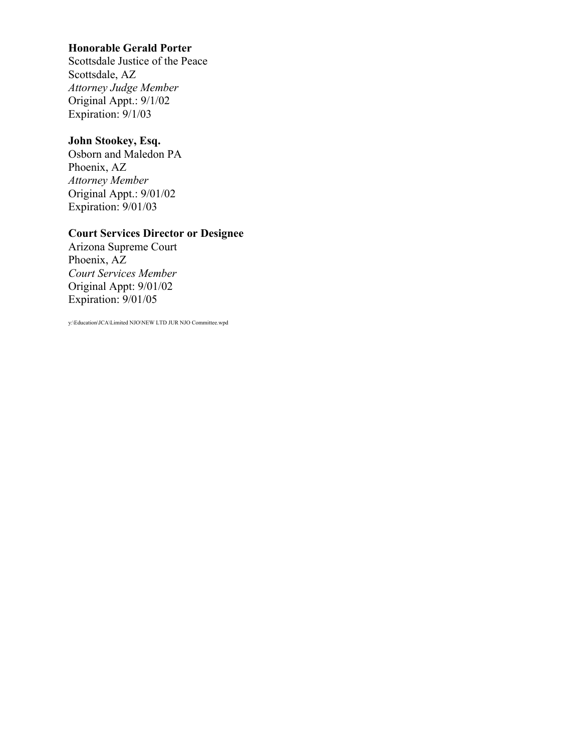**Honorable Gerald Porter**
Scottsdale Justice of the Peace
Scottsdale, AZ
*Attorney Judge Member*
Original Appt.: 9/1/02
Expiration: 9/1/03

**John Stookey, Esq.**
Osborn and Maledon PA
Phoenix, AZ
*Attorney Member*
Original Appt.: 9/01/02
Expiration: 9/01/03

**Court Services Director or Designee**
Arizona Supreme Court
Phoenix, AZ
*Court Services Member*
Original Appt: 9/01/02
Expiration: 9/01/05

y:\Education\JCA\Limited NJO\NEW LTD JUR NJO Committee.wpd